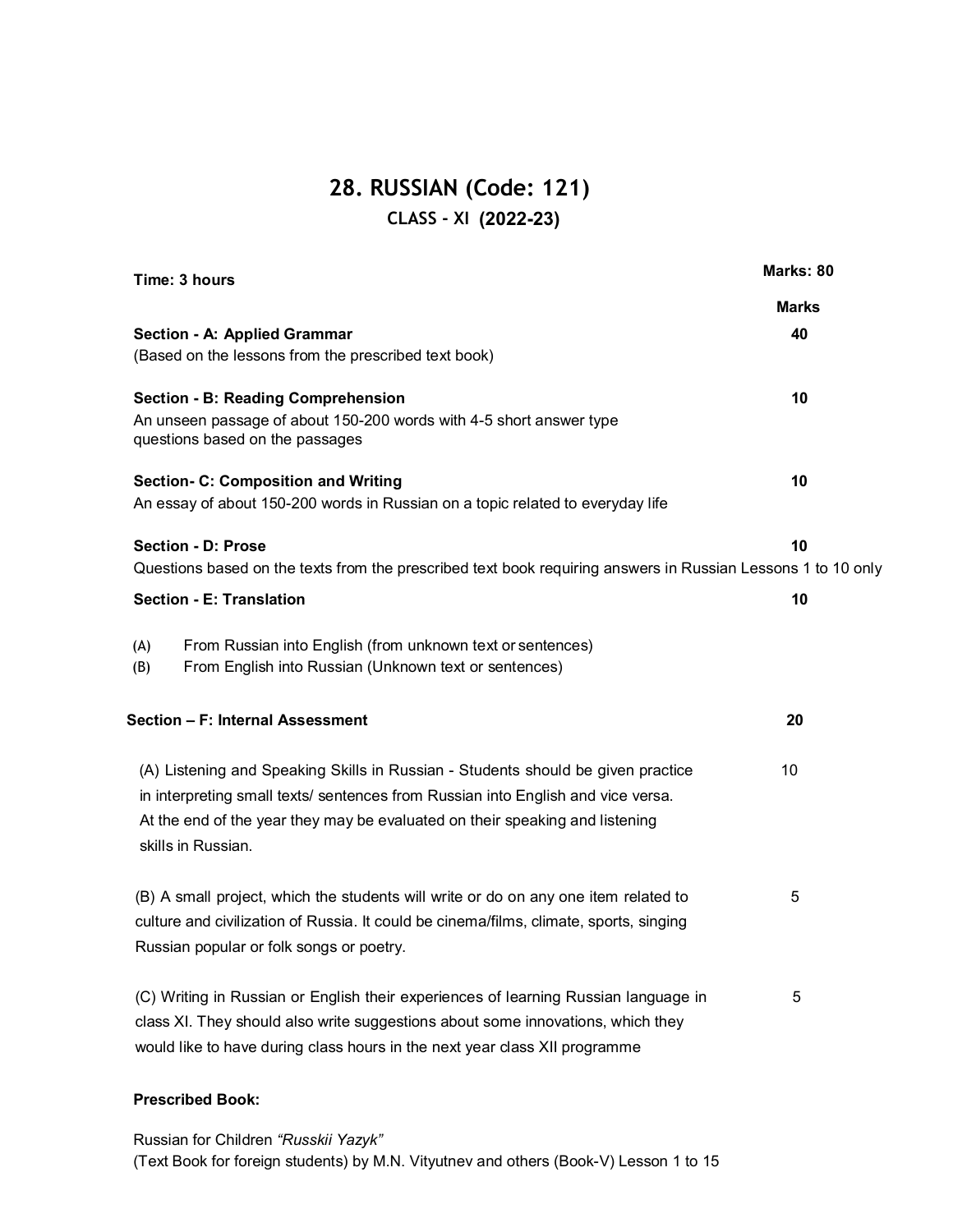# 28. RUSSIAN (Code: 121)

## CLASS - XI (2022-23)

**Time: 3 hours** | **Marks: 80**

| | **Marks** |
|---|---|
| **Section - A: Applied Grammar**<br>(Based on the lessons from the prescribed text book) | **40** |
| **Section - B: Reading Comprehension**<br>An unseen passage of about 150-200 words with 4-5 short answer type questions based on the passages | **10** |
| **Section- C: Composition and Writing**<br>An essay of about 150-200 words in Russian on a topic related to everyday life | **10** |
| **Section - D: Prose**<br>Questions based on the texts from the prescribed text book requiring answers in Russian Lessons 1 to 10 only | **10** |
| **Section - E: Translation**<br>(A) From Russian into English (from unknown text or sentences)<br>(B) From English into Russian (Unknown text or sentences) | **10** |
| **Section – F: Internal Assessment** | **20** |
| (A) Listening and Speaking Skills in Russian - Students should be given practice in interpreting small texts/ sentences from Russian into English and vice versa. At the end of the year they may be evaluated on their speaking and listening skills in Russian. | 10 |
| (B) A small project, which the students will write or do on any one item related to culture and civilization of Russia. It could be cinema/films, climate, sports, singing Russian popular or folk songs or poetry. | 5 |
| (C) Writing in Russian or English their experiences of learning Russian language in class XI. They should also write suggestions about some innovations, which they would like to have during class hours in the next year class XII programme | 5 |

**Prescribed Book:**

Russian for Children *"Russkii Yazyk"*
(Text Book for foreign students) by M.N. Vityutnev and others (Book-V) Lesson 1 to 15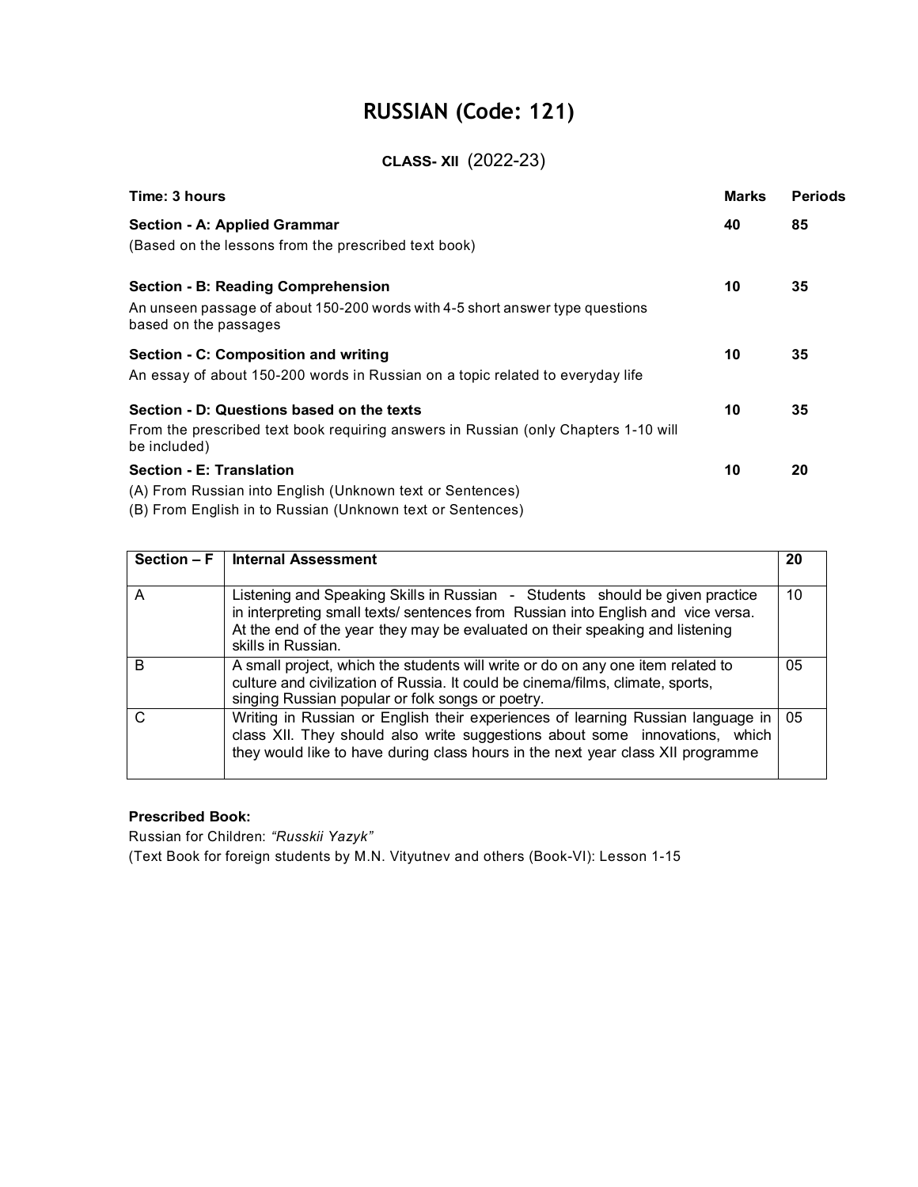# RUSSIAN (Code: 121)

**CLASS- XII** (2022-23)

| **Time: 3 hours** | **Marks** | **Periods** |
|---|---|---|
| **Section - A: Applied Grammar**<br>(Based on the lessons from the prescribed text book) | **40** | **85** |
| **Section - B: Reading Comprehension**<br>An unseen passage of about 150-200 words with 4-5 short answer type questions based on the passages | **10** | **35** |
| **Section - C: Composition and writing**<br>An essay of about 150-200 words in Russian on a topic related to everyday life | **10** | **35** |
| **Section - D: Questions based on the texts**<br>From the prescribed text book requiring answers in Russian (only Chapters 1-10 will be included) | **10** | **35** |
| **Section - E: Translation**<br>(A) From Russian into English (Unknown text or Sentences)<br>(B) From English in to Russian (Unknown text or Sentences) | **10** | **20** |

| **Section – F** | **Internal Assessment** | **20** |
|---|---|---|
| A | Listening and Speaking Skills in Russian - Students should be given practice in interpreting small texts/ sentences from Russian into English and vice versa. At the end of the year they may be evaluated on their speaking and listening skills in Russian. | 10 |
| B | A small project, which the students will write or do on any one item related to culture and civilization of Russia. It could be cinema/films, climate, sports, singing Russian popular or folk songs or poetry. | 05 |
| C | Writing in Russian or English their experiences of learning Russian language in class XII. They should also write suggestions about some innovations, which they would like to have during class hours in the next year class XII programme | 05 |

**Prescribed Book:**

Russian for Children: *"Russkii Yazyk"*

(Text Book for foreign students by M.N. Vityutnev and others (Book-VI): Lesson 1-15